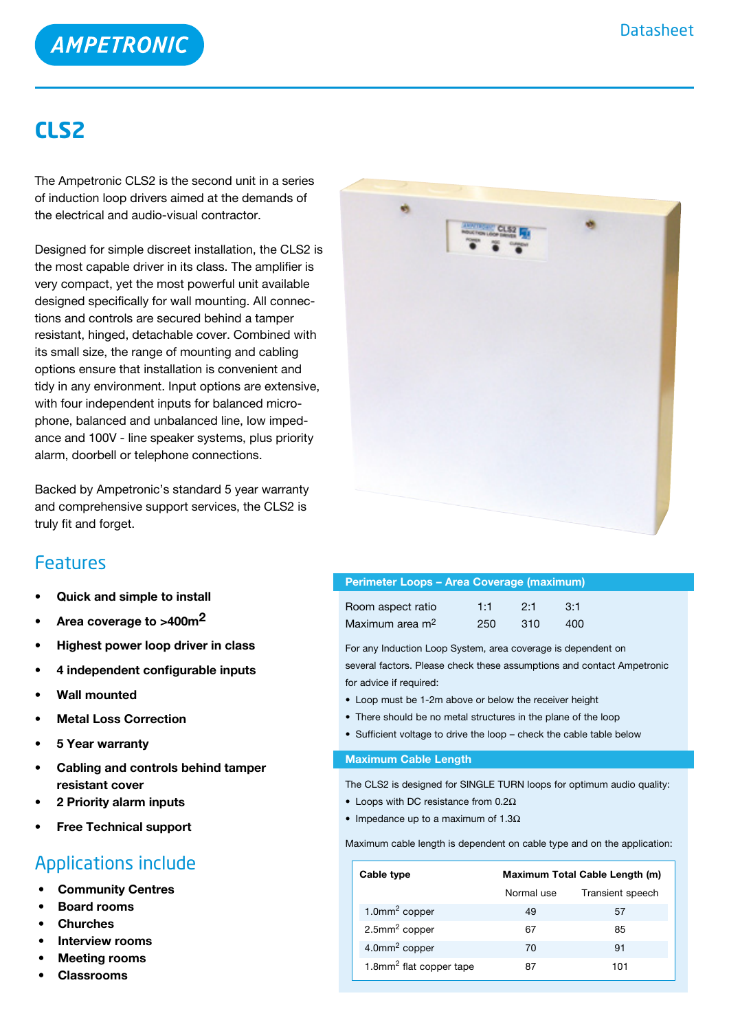AMPETRONIC

Datasheet

# CLS2

The Ampetronic CLS2 is the second unit in a series of induction loop drivers aimed at the demands of the electrical and audio-visual contractor.

Designed for simple discreet installation, the CLS2 is the most capable driver in its class. The amplifier is very compact, yet the most powerful unit available designed specifically for wall mounting. All connections and controls are secured behind a tamper resistant, hinged, detachable cover. Combined with its small size, the range of mounting and cabling options ensure that installation is convenient and tidy in any environment. Input options are extensive, with four independent inputs for balanced microphone, balanced and unbalanced line, low impedance and 100V - line speaker systems, plus priority alarm, doorbell or telephone connections.

Backed by Ampetronic's standard 5 year warranty and comprehensive support services, the CLS2 is truly fit and forget.

## Features

- **Quick and simple to install**
- **Area coverage to >400m$^2$**
- **Highest power loop driver in class**
- **4 independent configurable inputs**
- **Wall mounted**
- **Metal Loss Correction**
- **5 Year warranty**
- **Cabling and controls behind tamper resistant cover**
- **2 Priority alarm inputs**
- **Free Technical support**

## Applications include

- **Community Centres**
- **Board rooms**
- **Churches**
- **Interview rooms**
- **Meeting rooms**
- **Classrooms**

## Perimeter Loops – Area Coverage (maximum)

| Room aspect ratio | 1:1 | 2:1 | 3:1 |
|---|---|---|---|
| Maximum area m$^2$ | 250 | 310 | 400 |

For any Induction Loop System, area coverage is dependent on several factors. Please check these assumptions and contact Ampetronic for advice if required:

- Loop must be 1-2m above or below the receiver height
- There should be no metal structures in the plane of the loop
- Sufficient voltage to drive the loop – check the cable table below

## Maximum Cable Length

The CLS2 is designed for SINGLE TURN loops for optimum audio quality:

- Loops with DC resistance from 0.2Ω
- Impedance up to a maximum of 1.3Ω

Maximum cable length is dependent on cable type and on the application:

| **Cable type** | **Maximum Total Cable Length (m)** | |
|---|---|---|
| | Normal use | Transient speech |
| 1.0mm$^2$ copper | 49 | 57 |
| 2.5mm$^2$ copper | 67 | 85 |
| 4.0mm$^2$ copper | 70 | 91 |
| 1.8mm$^2$ flat copper tape | 87 | 101 |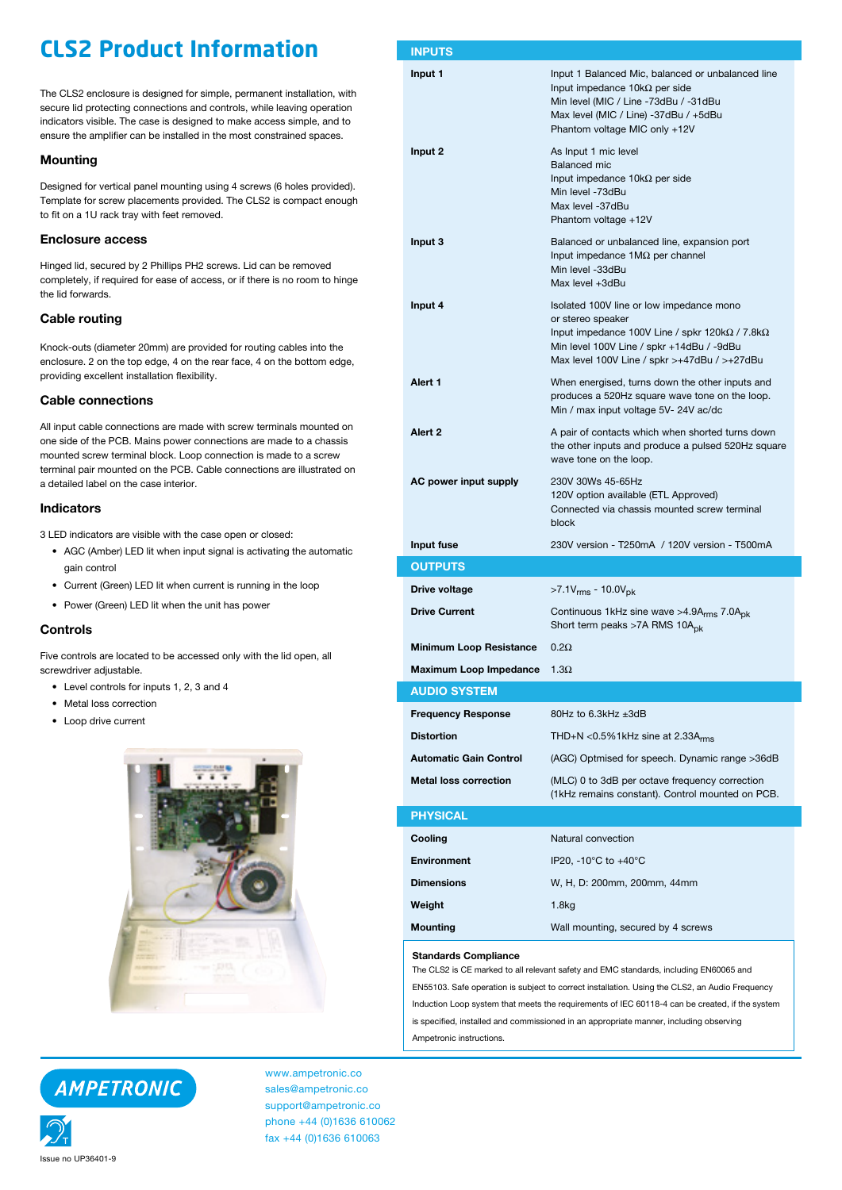# CLS2 Product Information

The CLS2 enclosure is designed for simple, permanent installation, with secure lid protecting connections and controls, while leaving operation indicators visible. The case is designed to make access simple, and to ensure the amplifier can be installed in the most constrained spaces.

### Mounting

Designed for vertical panel mounting using 4 screws (6 holes provided). Template for screw placements provided. The CLS2 is compact enough to fit on a 1U rack tray with feet removed.

### Enclosure access

Hinged lid, secured by 2 Phillips PH2 screws. Lid can be removed completely, if required for ease of access, or if there is no room to hinge the lid forwards.

### Cable routing

Knock-outs (diameter 20mm) are provided for routing cables into the enclosure. 2 on the top edge, 4 on the rear face, 4 on the bottom edge, providing excellent installation flexibility.

### Cable connections

All input cable connections are made with screw terminals mounted on one side of the PCB. Mains power connections are made to a chassis mounted screw terminal block. Loop connection is made to a screw terminal pair mounted on the PCB. Cable connections are illustrated on a detailed label on the case interior.

### Indicators

3 LED indicators are visible with the case open or closed:

- AGC (Amber) LED lit when input signal is activating the automatic gain control
- Current (Green) LED lit when current is running in the loop
- Power (Green) LED lit when the unit has power

### Controls

Five controls are located to be accessed only with the lid open, all screwdriver adjustable.

- Level controls for inputs 1, 2, 3 and 4
- Metal loss correction
- Loop drive current

| INPUTS | |
|---|---|
| **Input 1** | Input 1 Balanced Mic, balanced or unbalanced line<br>Input impedance 10kΩ per side<br>Min level (MIC / Line -73dBu / -31dBu<br>Max level (MIC / Line) -37dBu / +5dBu<br>Phantom voltage MIC only +12V |
| **Input 2** | As Input 1 mic level<br>Balanced mic<br>Input impedance 10kΩ per side<br>Min level -73dBu<br>Max level -37dBu<br>Phantom voltage +12V |
| **Input 3** | Balanced or unbalanced line, expansion port<br>Input impedance 1MΩ per channel<br>Min level -33dBu<br>Max level +3dBu |
| **Input 4** | Isolated 100V line or low impedance mono or stereo speaker<br>Input impedance 100V Line / spkr 120kΩ / 7.8kΩ<br>Min level 100V Line / spkr +14dBu / -9dBu<br>Max level 100V Line / spkr >+47dBu / >+27dBu |
| **Alert 1** | When energised, turns down the other inputs and produces a 520Hz square wave tone on the loop.<br>Min / max input voltage 5V- 24V ac/dc |
| **Alert 2** | A pair of contacts which when shorted turns down the other inputs and produce a pulsed 520Hz square wave tone on the loop. |
| **AC power input supply** | 230V 30Ws 45-65Hz<br>120V option available (ETL Approved)<br>Connected via chassis mounted screw terminal block |
| **Input fuse** | 230V version - T250mA / 120V version - T500mA |
| **OUTPUTS** | |
| **Drive voltage** | $>7.1V_{rms}$ - $10.0V_{pk}$ |
| **Drive Current** | Continuous 1kHz sine wave $>4.9A_{rms}$ $7.0A_{pk}$<br>Short term peaks >7A RMS $10A_{pk}$ |
| **Minimum Loop Resistance** | 0.2Ω |
| **Maximum Loop Impedance** | 1.3Ω |
| **AUDIO SYSTEM** | |
| **Frequency Response** | 80Hz to 6.3kHz ±3dB |
| **Distortion** | THD+N <0.5%1kHz sine at $2.33A_{rms}$ |
| **Automatic Gain Control** | (AGC) Optmised for speech. Dynamic range >36dB |
| **Metal loss correction** | (MLC) 0 to 3dB per octave frequency correction (1kHz remains constant). Control mounted on PCB. |
| **PHYSICAL** | |
| **Cooling** | Natural convection |
| **Environment** | IP20, -10°C to +40°C |
| **Dimensions** | W, H, D: 200mm, 200mm, 44mm |
| **Weight** | 1.8kg |
| **Mounting** | Wall mounting, secured by 4 screws |

**Standards Compliance**

The CLS2 is CE marked to all relevant safety and EMC standards, including EN60065 and EN55103. Safe operation is subject to correct installation. Using the CLS2, an Audio Frequency Induction Loop system that meets the requirements of IEC 60118-4 can be created, if the system is specified, installed and commissioned in an appropriate manner, including observing Ampetronic instructions.

AMPETRONIC

www.ampetronic.co
sales@ampetronic.co
support@ampetronic.co
phone +44 (0)1636 610062
fax +44 (0)1636 610063

Issue no UP36401-9